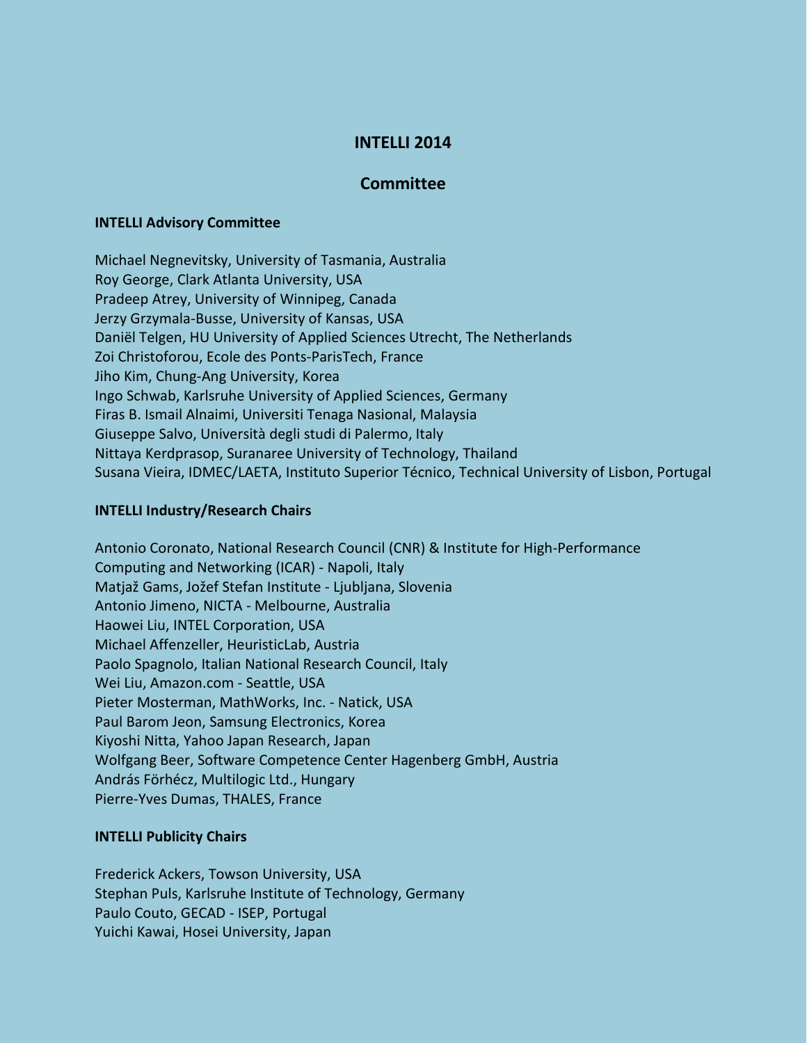# INTELLI 2014

## Committee

### INTELLI Advisory Committee

Michael Negnevitsky, University of Tasmania, Australia
Roy George, Clark Atlanta University, USA
Pradeep Atrey, University of Winnipeg, Canada
Jerzy Grzymala-Busse, University of Kansas, USA
Daniël Telgen, HU University of Applied Sciences Utrecht, The Netherlands
Zoi Christoforou, Ecole des Ponts-ParisTech, France
Jiho Kim, Chung-Ang University, Korea
Ingo Schwab, Karlsruhe University of Applied Sciences, Germany
Firas B. Ismail Alnaimi, Universiti Tenaga Nasional, Malaysia
Giuseppe Salvo, Università degli studi di Palermo, Italy
Nittaya Kerdprasop, Suranaree University of Technology, Thailand
Susana Vieira, IDMEC/LAETA, Instituto Superior Técnico, Technical University of Lisbon, Portugal

### INTELLI Industry/Research Chairs

Antonio Coronato, National Research Council (CNR) & Institute for High-Performance Computing and Networking (ICAR) - Napoli, Italy
Matjaž Gams, Jožef Stefan Institute - Ljubljana, Slovenia
Antonio Jimeno, NICTA - Melbourne, Australia
Haowei Liu, INTEL Corporation, USA
Michael Affenzeller, HeuristicLab, Austria
Paolo Spagnolo, Italian National Research Council, Italy
Wei Liu, Amazon.com - Seattle, USA
Pieter Mosterman, MathWorks, Inc. - Natick, USA
Paul Barom Jeon, Samsung Electronics, Korea
Kiyoshi Nitta, Yahoo Japan Research, Japan
Wolfgang Beer, Software Competence Center Hagenberg GmbH, Austria
András Förhécz, Multilogic Ltd., Hungary
Pierre-Yves Dumas, THALES, France

### INTELLI Publicity Chairs

Frederick Ackers, Towson University, USA
Stephan Puls, Karlsruhe Institute of Technology, Germany
Paulo Couto, GECAD - ISEP, Portugal
Yuichi Kawai, Hosei University, Japan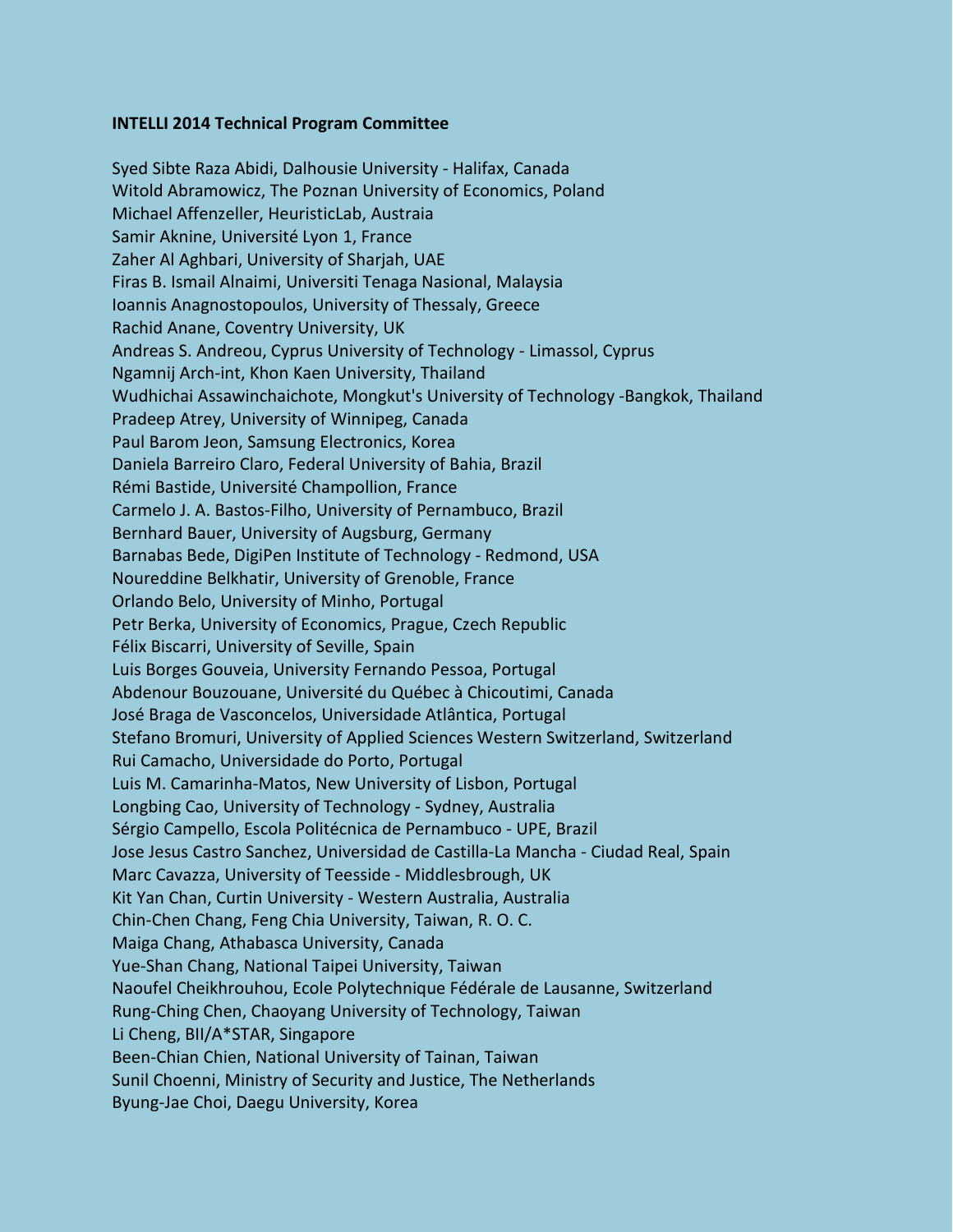**INTELLI 2014 Technical Program Committee**

Syed Sibte Raza Abidi, Dalhousie University - Halifax, Canada
Witold Abramowicz, The Poznan University of Economics, Poland
Michael Affenzeller, HeuristicLab, Austraia
Samir Aknine, Université Lyon 1, France
Zaher Al Aghbari, University of Sharjah, UAE
Firas B. Ismail Alnaimi, Universiti Tenaga Nasional, Malaysia
Ioannis Anagnostopoulos, University of Thessaly, Greece
Rachid Anane, Coventry University, UK
Andreas S. Andreou, Cyprus University of Technology - Limassol, Cyprus
Ngamnij Arch-int, Khon Kaen University, Thailand
Wudhichai Assawinchaichote, Mongkut's University of Technology -Bangkok, Thailand
Pradeep Atrey, University of Winnipeg, Canada
Paul Barom Jeon, Samsung Electronics, Korea
Daniela Barreiro Claro, Federal University of Bahia, Brazil
Rémi Bastide, Université Champollion, France
Carmelo J. A. Bastos-Filho, University of Pernambuco, Brazil
Bernhard Bauer, University of Augsburg, Germany
Barnabas Bede, DigiPen Institute of Technology - Redmond, USA
Noureddine Belkhatir, University of Grenoble, France
Orlando Belo, University of Minho, Portugal
Petr Berka, University of Economics, Prague, Czech Republic
Félix Biscarri, University of Seville, Spain
Luis Borges Gouveia, University Fernando Pessoa, Portugal
Abdenour Bouzouane, Université du Québec à Chicoutimi, Canada
José Braga de Vasconcelos, Universidade Atlântica, Portugal
Stefano Bromuri, University of Applied Sciences Western Switzerland, Switzerland
Rui Camacho, Universidade do Porto, Portugal
Luis M. Camarinha-Matos, New University of Lisbon, Portugal
Longbing Cao, University of Technology - Sydney, Australia
Sérgio Campello, Escola Politécnica de Pernambuco - UPE, Brazil
Jose Jesus Castro Sanchez, Universidad de Castilla-La Mancha - Ciudad Real, Spain
Marc Cavazza, University of Teesside - Middlesbrough, UK
Kit Yan Chan, Curtin University - Western Australia, Australia
Chin-Chen Chang, Feng Chia University, Taiwan, R. O. C.
Maiga Chang, Athabasca University, Canada
Yue-Shan Chang, National Taipei University, Taiwan
Naoufel Cheikhrouhou, Ecole Polytechnique Fédérale de Lausanne, Switzerland
Rung-Ching Chen, Chaoyang University of Technology, Taiwan
Li Cheng, BII/A*STAR, Singapore
Been-Chian Chien, National University of Tainan, Taiwan
Sunil Choenni, Ministry of Security and Justice, The Netherlands
Byung-Jae Choi, Daegu University, Korea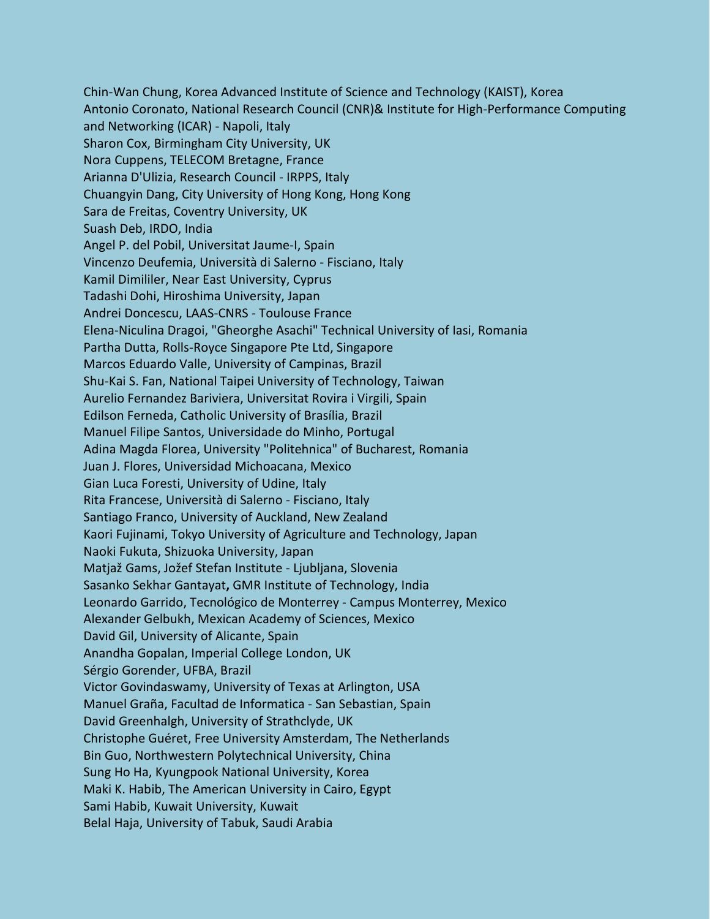Chin-Wan Chung, Korea Advanced Institute of Science and Technology (KAIST), Korea
Antonio Coronato, National Research Council (CNR)& Institute for High-Performance Computing and Networking (ICAR) - Napoli, Italy
Sharon Cox, Birmingham City University, UK
Nora Cuppens, TELECOM Bretagne, France
Arianna D'Ulizia, Research Council - IRPPS, Italy
Chuangyin Dang, City University of Hong Kong, Hong Kong
Sara de Freitas, Coventry University, UK
Suash Deb, IRDO, India
Angel P. del Pobil, Universitat Jaume-I, Spain
Vincenzo Deufemia, Università di Salerno - Fisciano, Italy
Kamil Dimililer, Near East University, Cyprus
Tadashi Dohi, Hiroshima University, Japan
Andrei Doncescu, LAAS-CNRS - Toulouse France
Elena-Niculina Dragoi, "Gheorghe Asachi" Technical University of Iasi, Romania
Partha Dutta, Rolls-Royce Singapore Pte Ltd, Singapore
Marcos Eduardo Valle, University of Campinas, Brazil
Shu-Kai S. Fan, National Taipei University of Technology, Taiwan
Aurelio Fernandez Bariviera, Universitat Rovira i Virgili, Spain
Edilson Ferneda, Catholic University of Brasília, Brazil
Manuel Filipe Santos, Universidade do Minho, Portugal
Adina Magda Florea, University "Politehnica" of Bucharest, Romania
Juan J. Flores, Universidad Michoacana, Mexico
Gian Luca Foresti, University of Udine, Italy
Rita Francese, Università di Salerno - Fisciano, Italy
Santiago Franco, University of Auckland, New Zealand
Kaori Fujinami, Tokyo University of Agriculture and Technology, Japan
Naoki Fukuta, Shizuoka University, Japan
Matjaž Gams, Jožef Stefan Institute - Ljubljana, Slovenia
Sasanko Sekhar Gantayat**,** GMR Institute of Technology, India
Leonardo Garrido, Tecnológico de Monterrey - Campus Monterrey, Mexico
Alexander Gelbukh, Mexican Academy of Sciences, Mexico
David Gil, University of Alicante, Spain
Anandha Gopalan, Imperial College London, UK
Sérgio Gorender, UFBA, Brazil
Victor Govindaswamy, University of Texas at Arlington, USA
Manuel Graña, Facultad de Informatica - San Sebastian, Spain
David Greenhalgh, University of Strathclyde, UK
Christophe Guéret, Free University Amsterdam, The Netherlands
Bin Guo, Northwestern Polytechnical University, China
Sung Ho Ha, Kyungpook National University, Korea
Maki K. Habib, The American University in Cairo, Egypt
Sami Habib, Kuwait University, Kuwait
Belal Haja, University of Tabuk, Saudi Arabia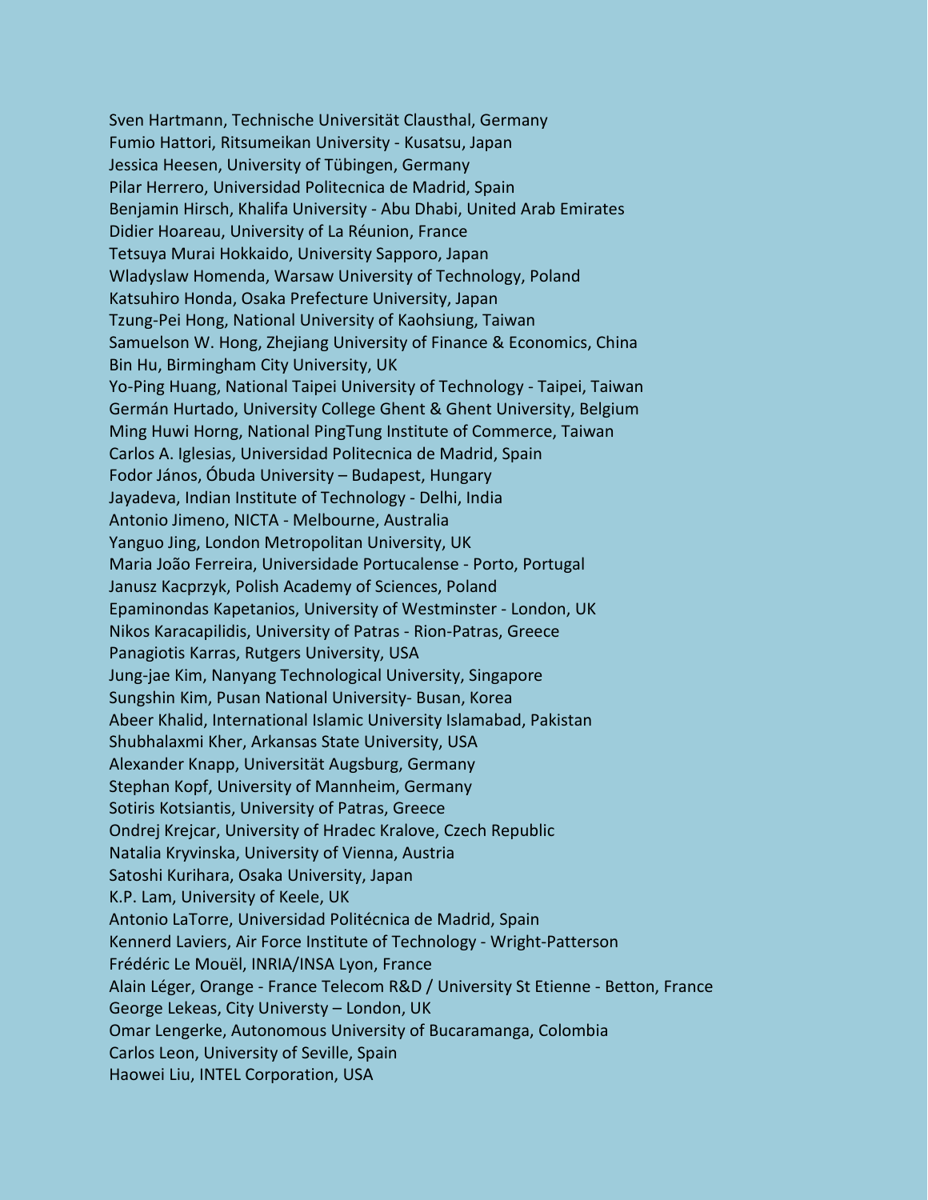Sven Hartmann, Technische Universität Clausthal, Germany
Fumio Hattori, Ritsumeikan University - Kusatsu, Japan
Jessica Heesen, University of Tübingen, Germany
Pilar Herrero, Universidad Politecnica de Madrid, Spain
Benjamin Hirsch, Khalifa University - Abu Dhabi, United Arab Emirates
Didier Hoareau, University of La Réunion, France
Tetsuya Murai Hokkaido, University Sapporo, Japan
Wladyslaw Homenda, Warsaw University of Technology, Poland
Katsuhiro Honda, Osaka Prefecture University, Japan
Tzung-Pei Hong, National University of Kaohsiung, Taiwan
Samuelson W. Hong, Zhejiang University of Finance & Economics, China
Bin Hu, Birmingham City University, UK
Yo-Ping Huang, National Taipei University of Technology - Taipei, Taiwan
Germán Hurtado, University College Ghent & Ghent University, Belgium
Ming Huwi Horng, National PingTung Institute of Commerce, Taiwan
Carlos A. Iglesias, Universidad Politecnica de Madrid, Spain
Fodor János, Óbuda University – Budapest, Hungary
Jayadeva, Indian Institute of Technology - Delhi, India
Antonio Jimeno, NICTA - Melbourne, Australia
Yanguo Jing, London Metropolitan University, UK
Maria João Ferreira, Universidade Portucalense - Porto, Portugal
Janusz Kacprzyk, Polish Academy of Sciences, Poland
Epaminondas Kapetanios, University of Westminster - London, UK
Nikos Karacapilidis, University of Patras - Rion-Patras, Greece
Panagiotis Karras, Rutgers University, USA
Jung-jae Kim, Nanyang Technological University, Singapore
Sungshin Kim, Pusan National University- Busan, Korea
Abeer Khalid, International Islamic University Islamabad, Pakistan
Shubhalaxmi Kher, Arkansas State University, USA
Alexander Knapp, Universität Augsburg, Germany
Stephan Kopf, University of Mannheim, Germany
Sotiris Kotsiantis, University of Patras, Greece
Ondrej Krejcar, University of Hradec Kralove, Czech Republic
Natalia Kryvinska, University of Vienna, Austria
Satoshi Kurihara, Osaka University, Japan
K.P. Lam, University of Keele, UK
Antonio LaTorre, Universidad Politécnica de Madrid, Spain
Kennerd Laviers, Air Force Institute of Technology - Wright-Patterson
Frédéric Le Mouël, INRIA/INSA Lyon, France
Alain Léger, Orange - France Telecom R&D / University St Etienne - Betton, France
George Lekeas, City Universty – London, UK
Omar Lengerke, Autonomous University of Bucaramanga, Colombia
Carlos Leon, University of Seville, Spain
Haowei Liu, INTEL Corporation, USA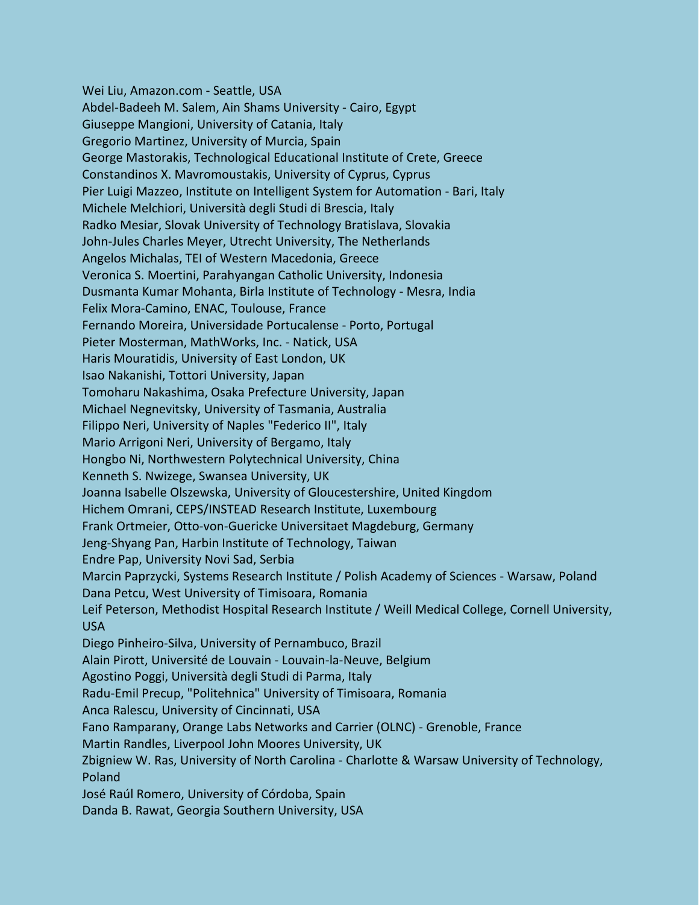Wei Liu, Amazon.com - Seattle, USA
Abdel-Badeeh M. Salem, Ain Shams University - Cairo, Egypt
Giuseppe Mangioni, University of Catania, Italy
Gregorio Martinez, University of Murcia, Spain
George Mastorakis, Technological Educational Institute of Crete, Greece
Constandinos X. Mavromoustakis, University of Cyprus, Cyprus
Pier Luigi Mazzeo, Institute on Intelligent System for Automation - Bari, Italy
Michele Melchiori, Università degli Studi di Brescia, Italy
Radko Mesiar, Slovak University of Technology Bratislava, Slovakia
John-Jules Charles Meyer, Utrecht University, The Netherlands
Angelos Michalas, TEI of Western Macedonia, Greece
Veronica S. Moertini, Parahyangan Catholic University, Indonesia
Dusmanta Kumar Mohanta, Birla Institute of Technology - Mesra, India
Felix Mora-Camino, ENAC, Toulouse, France
Fernando Moreira, Universidade Portucalense - Porto, Portugal
Pieter Mosterman, MathWorks, Inc. - Natick, USA
Haris Mouratidis, University of East London, UK
Isao Nakanishi, Tottori University, Japan
Tomoharu Nakashima, Osaka Prefecture University, Japan
Michael Negnevitsky, University of Tasmania, Australia
Filippo Neri, University of Naples "Federico II", Italy
Mario Arrigoni Neri, University of Bergamo, Italy
Hongbo Ni, Northwestern Polytechnical University, China
Kenneth S. Nwizege, Swansea University, UK
Joanna Isabelle Olszewska, University of Gloucestershire, United Kingdom
Hichem Omrani, CEPS/INSTEAD Research Institute, Luxembourg
Frank Ortmeier, Otto-von-Guericke Universitaet Magdeburg, Germany
Jeng-Shyang Pan, Harbin Institute of Technology, Taiwan
Endre Pap, University Novi Sad, Serbia
Marcin Paprzycki, Systems Research Institute / Polish Academy of Sciences - Warsaw, Poland
Dana Petcu, West University of Timisoara, Romania
Leif Peterson, Methodist Hospital Research Institute / Weill Medical College, Cornell University, USA
Diego Pinheiro-Silva, University of Pernambuco, Brazil
Alain Pirott, Université de Louvain - Louvain-la-Neuve, Belgium
Agostino Poggi, Università degli Studi di Parma, Italy
Radu-Emil Precup, "Politehnica" University of Timisoara, Romania
Anca Ralescu, University of Cincinnati, USA
Fano Ramparany, Orange Labs Networks and Carrier (OLNC) - Grenoble, France
Martin Randles, Liverpool John Moores University, UK
Zbigniew W. Ras, University of North Carolina - Charlotte & Warsaw University of Technology, Poland
José Raúl Romero, University of Córdoba, Spain
Danda B. Rawat, Georgia Southern University, USA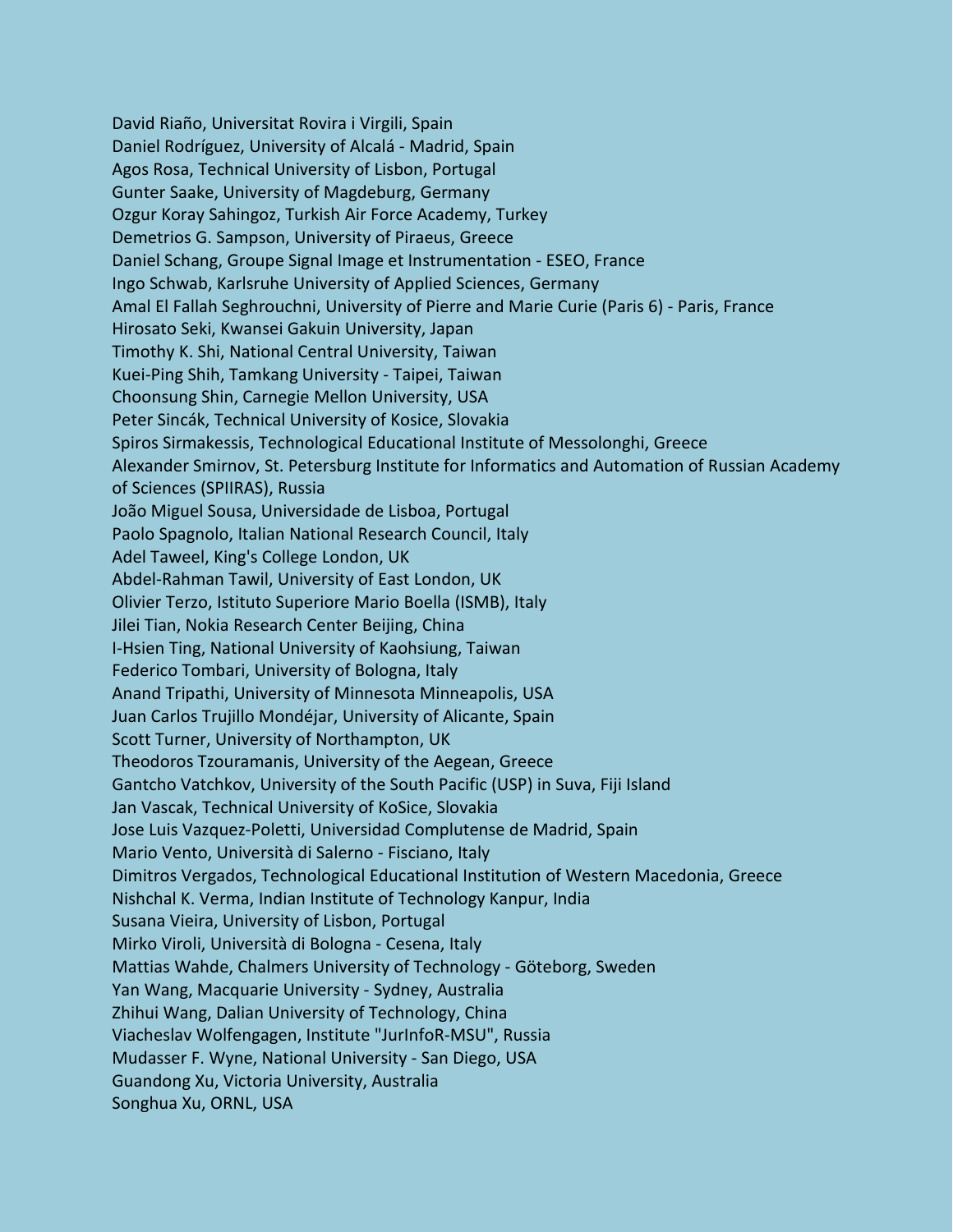David Riaño, Universitat Rovira i Virgili, Spain
Daniel Rodríguez, University of Alcalá - Madrid, Spain
Agos Rosa, Technical University of Lisbon, Portugal
Gunter Saake, University of Magdeburg, Germany
Ozgur Koray Sahingoz, Turkish Air Force Academy, Turkey
Demetrios G. Sampson, University of Piraeus, Greece
Daniel Schang, Groupe Signal Image et Instrumentation - ESEO, France
Ingo Schwab, Karlsruhe University of Applied Sciences, Germany
Amal El Fallah Seghrouchni, University of Pierre and Marie Curie (Paris 6) - Paris, France
Hirosato Seki, Kwansei Gakuin University, Japan
Timothy K. Shi, National Central University, Taiwan
Kuei-Ping Shih, Tamkang University - Taipei, Taiwan
Choonsung Shin, Carnegie Mellon University, USA
Peter Sincák, Technical University of Kosice, Slovakia
Spiros Sirmakessis, Technological Educational Institute of Messolonghi, Greece
Alexander Smirnov, St. Petersburg Institute for Informatics and Automation of Russian Academy of Sciences (SPIIRAS), Russia
João Miguel Sousa, Universidade de Lisboa, Portugal
Paolo Spagnolo, Italian National Research Council, Italy
Adel Taweel, King's College London, UK
Abdel-Rahman Tawil, University of East London, UK
Olivier Terzo, Istituto Superiore Mario Boella (ISMB), Italy
Jilei Tian, Nokia Research Center Beijing, China
I-Hsien Ting, National University of Kaohsiung, Taiwan
Federico Tombari, University of Bologna, Italy
Anand Tripathi, University of Minnesota Minneapolis, USA
Juan Carlos Trujillo Mondéjar, University of Alicante, Spain
Scott Turner, University of Northampton, UK
Theodoros Tzouramanis, University of the Aegean, Greece
Gantcho Vatchkov, University of the South Pacific (USP) in Suva, Fiji Island
Jan Vascak, Technical University of KoSice, Slovakia
Jose Luis Vazquez-Poletti, Universidad Complutense de Madrid, Spain
Mario Vento, Università di Salerno - Fisciano, Italy
Dimitros Vergados, Technological Educational Institution of Western Macedonia, Greece
Nishchal K. Verma, Indian Institute of Technology Kanpur, India
Susana Vieira, University of Lisbon, Portugal
Mirko Viroli, Università di Bologna - Cesena, Italy
Mattias Wahde, Chalmers University of Technology - Göteborg, Sweden
Yan Wang, Macquarie University - Sydney, Australia
Zhihui Wang, Dalian University of Technology, China
Viacheslav Wolfengagen, Institute "JurInfoR-MSU", Russia
Mudasser F. Wyne, National University - San Diego, USA
Guandong Xu, Victoria University, Australia
Songhua Xu, ORNL, USA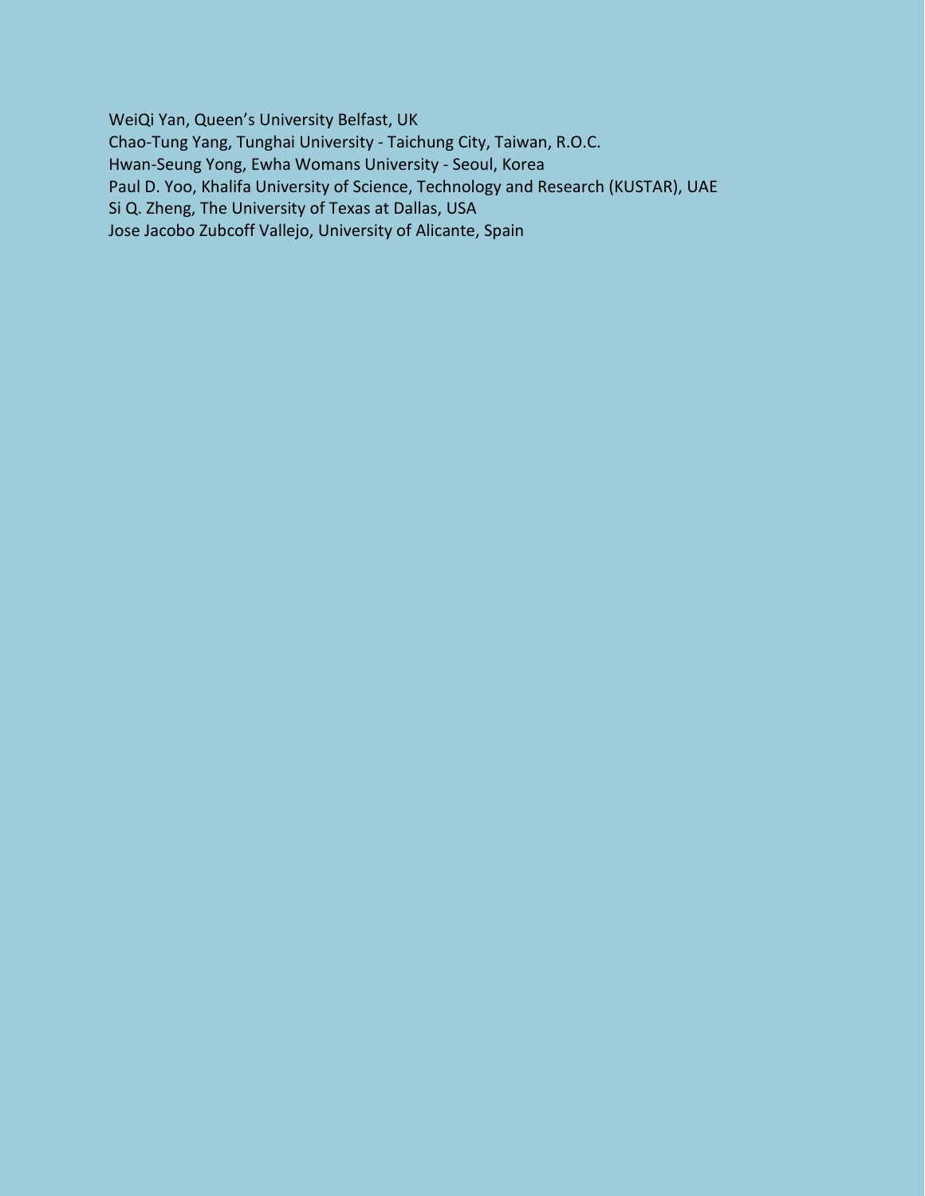WeiQi Yan, Queen's University Belfast, UK
Chao-Tung Yang, Tunghai University - Taichung City, Taiwan, R.O.C.
Hwan-Seung Yong, Ewha Womans University - Seoul, Korea
Paul D. Yoo, Khalifa University of Science, Technology and Research (KUSTAR), UAE
Si Q. Zheng, The University of Texas at Dallas, USA
Jose Jacobo Zubcoff Vallejo, University of Alicante, Spain